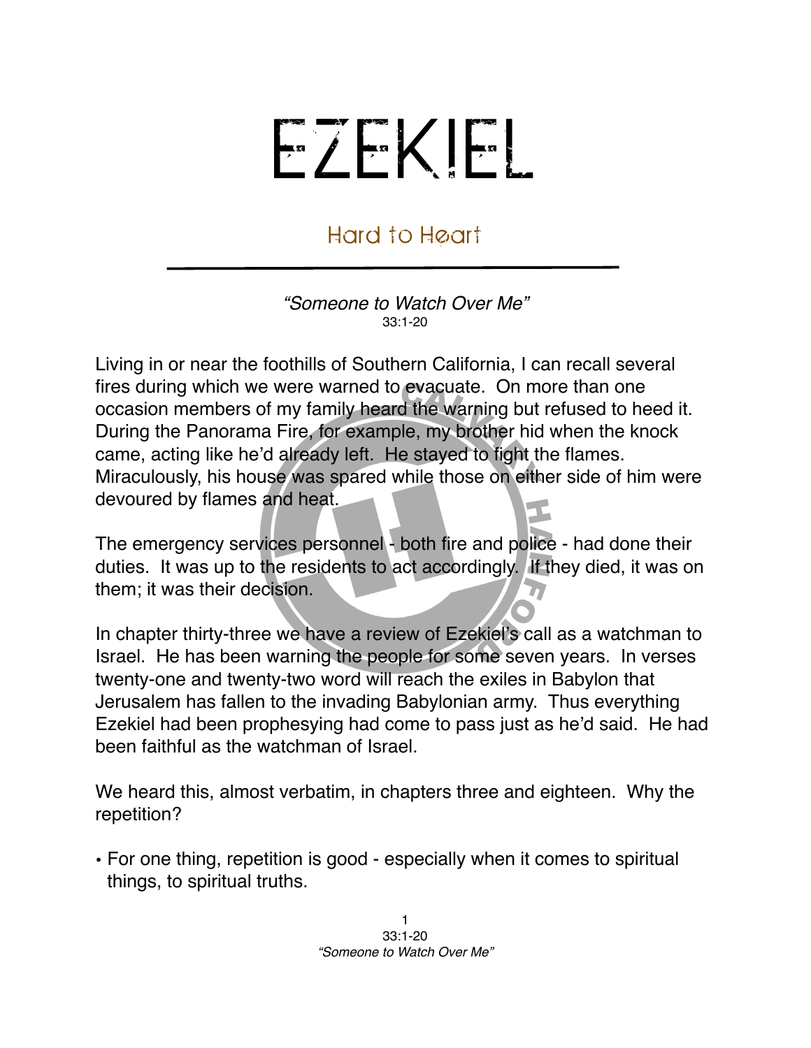# EZEKIEL

## Hard to Heart

*"Someone to Watch Over Me"*
33:1-20

Living in or near the foothills of Southern California, I can recall several fires during which we were warned to evacuate. On more than one occasion members of my family heard the warning but refused to heed it. During the Panorama Fire, for example, my brother hid when the knock came, acting like he'd already left. He stayed to fight the flames. Miraculously, his house was spared while those on either side of him were devoured by flames and heat.

The emergency services personnel - both fire and police - had done their duties. It was up to the residents to act accordingly. If they died, it was on them; it was their decision.

In chapter thirty-three we have a review of Ezekiel's call as a watchman to Israel. He has been warning the people for some seven years. In verses twenty-one and twenty-two word will reach the exiles in Babylon that Jerusalem has fallen to the invading Babylonian army. Thus everything Ezekiel had been prophesying had come to pass just as he'd said. He had been faithful as the watchman of Israel.

We heard this, almost verbatim, in chapters three and eighteen. Why the repetition?

- For one thing, repetition is good - especially when it comes to spiritual things, to spiritual truths.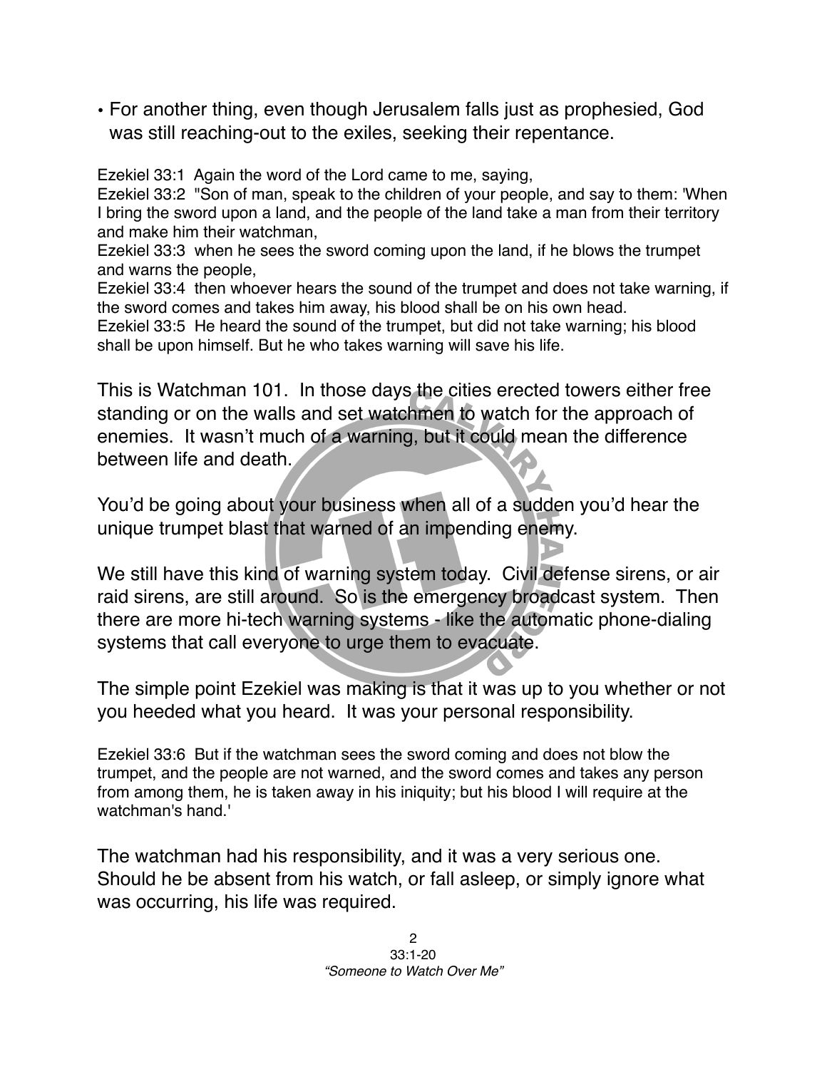• For another thing, even though Jerusalem falls just as prophesied, God was still reaching-out to the exiles, seeking their repentance.

Ezekiel 33:1 Again the word of the Lord came to me, saying,
Ezekiel 33:2 "Son of man, speak to the children of your people, and say to them: 'When I bring the sword upon a land, and the people of the land take a man from their territory and make him their watchman,
Ezekiel 33:3 when he sees the sword coming upon the land, if he blows the trumpet and warns the people,
Ezekiel 33:4 then whoever hears the sound of the trumpet and does not take warning, if the sword comes and takes him away, his blood shall be on his own head.
Ezekiel 33:5 He heard the sound of the trumpet, but did not take warning; his blood shall be upon himself. But he who takes warning will save his life.

This is Watchman 101. In those days the cities erected towers either free standing or on the walls and set watchmen to watch for the approach of enemies. It wasn't much of a warning, but it could mean the difference between life and death.

You'd be going about your business when all of a sudden you'd hear the unique trumpet blast that warned of an impending enemy.

We still have this kind of warning system today. Civil defense sirens, or air raid sirens, are still around. So is the emergency broadcast system. Then there are more hi-tech warning systems - like the automatic phone-dialing systems that call everyone to urge them to evacuate.

The simple point Ezekiel was making is that it was up to you whether or not you heeded what you heard. It was your personal responsibility.

Ezekiel 33:6 But if the watchman sees the sword coming and does not blow the trumpet, and the people are not warned, and the sword comes and takes any person from among them, he is taken away in his iniquity; but his blood I will require at the watchman's hand.'

The watchman had his responsibility, and it was a very serious one. Should he be absent from his watch, or fall asleep, or simply ignore what was occurring, his life was required.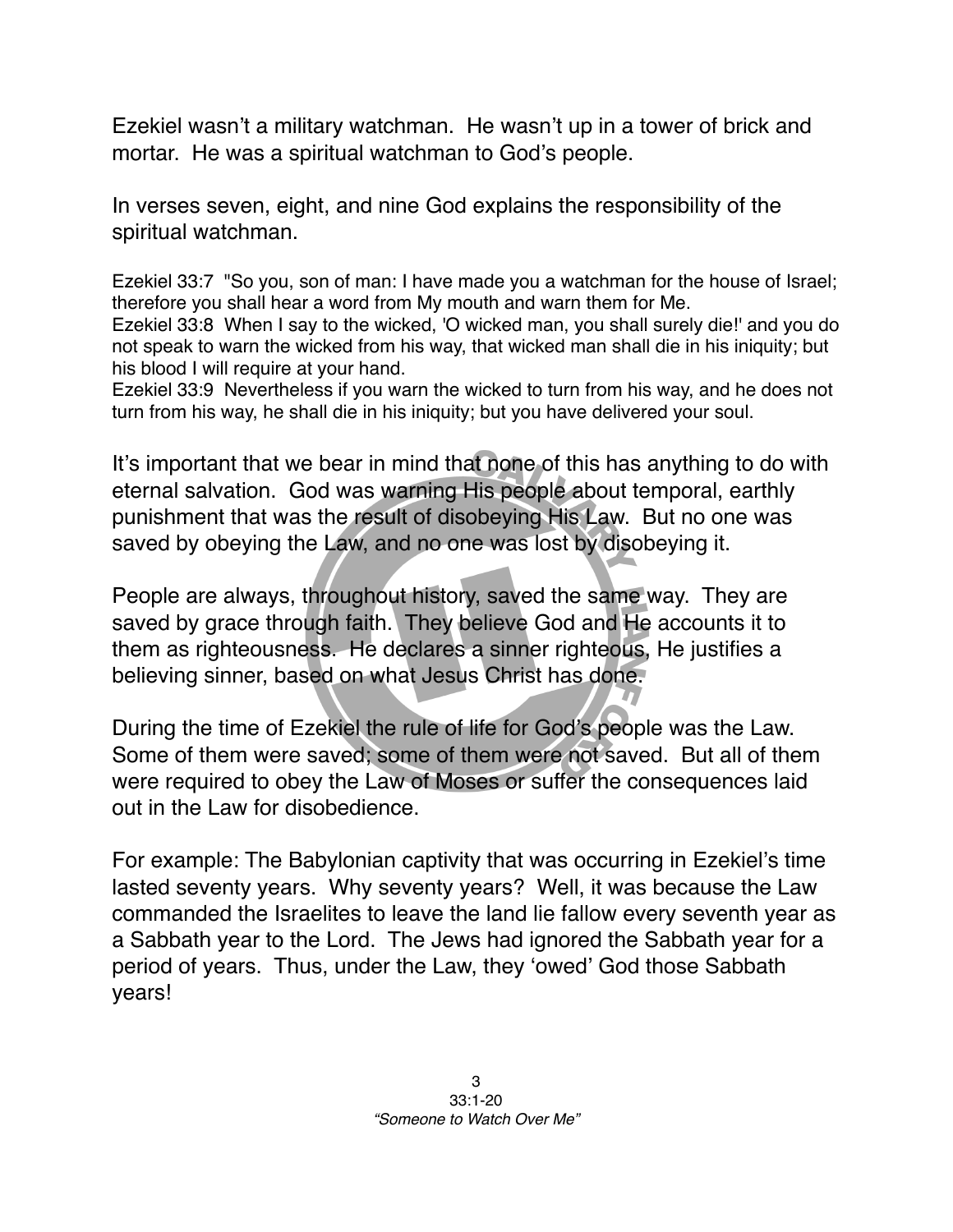Ezekiel wasn't a military watchman. He wasn't up in a tower of brick and mortar. He was a spiritual watchman to God's people.

In verses seven, eight, and nine God explains the responsibility of the spiritual watchman.

Ezekiel 33:7 "So you, son of man: I have made you a watchman for the house of Israel; therefore you shall hear a word from My mouth and warn them for Me.
Ezekiel 33:8 When I say to the wicked, 'O wicked man, you shall surely die!' and you do not speak to warn the wicked from his way, that wicked man shall die in his iniquity; but his blood I will require at your hand.
Ezekiel 33:9 Nevertheless if you warn the wicked to turn from his way, and he does not turn from his way, he shall die in his iniquity; but you have delivered your soul.

It's important that we bear in mind that none of this has anything to do with eternal salvation. God was warning His people about temporal, earthly punishment that was the result of disobeying His Law. But no one was saved by obeying the Law, and no one was lost by disobeying it.

People are always, throughout history, saved the same way. They are saved by grace through faith. They believe God and He accounts it to them as righteousness. He declares a sinner righteous, He justifies a believing sinner, based on what Jesus Christ has done.

During the time of Ezekiel the rule of life for God's people was the Law. Some of them were saved; some of them were not saved. But all of them were required to obey the Law of Moses or suffer the consequences laid out in the Law for disobedience.

For example: The Babylonian captivity that was occurring in Ezekiel's time lasted seventy years. Why seventy years? Well, it was because the Law commanded the Israelites to leave the land lie fallow every seventh year as a Sabbath year to the Lord. The Jews had ignored the Sabbath year for a period of years. Thus, under the Law, they 'owed' God those Sabbath years!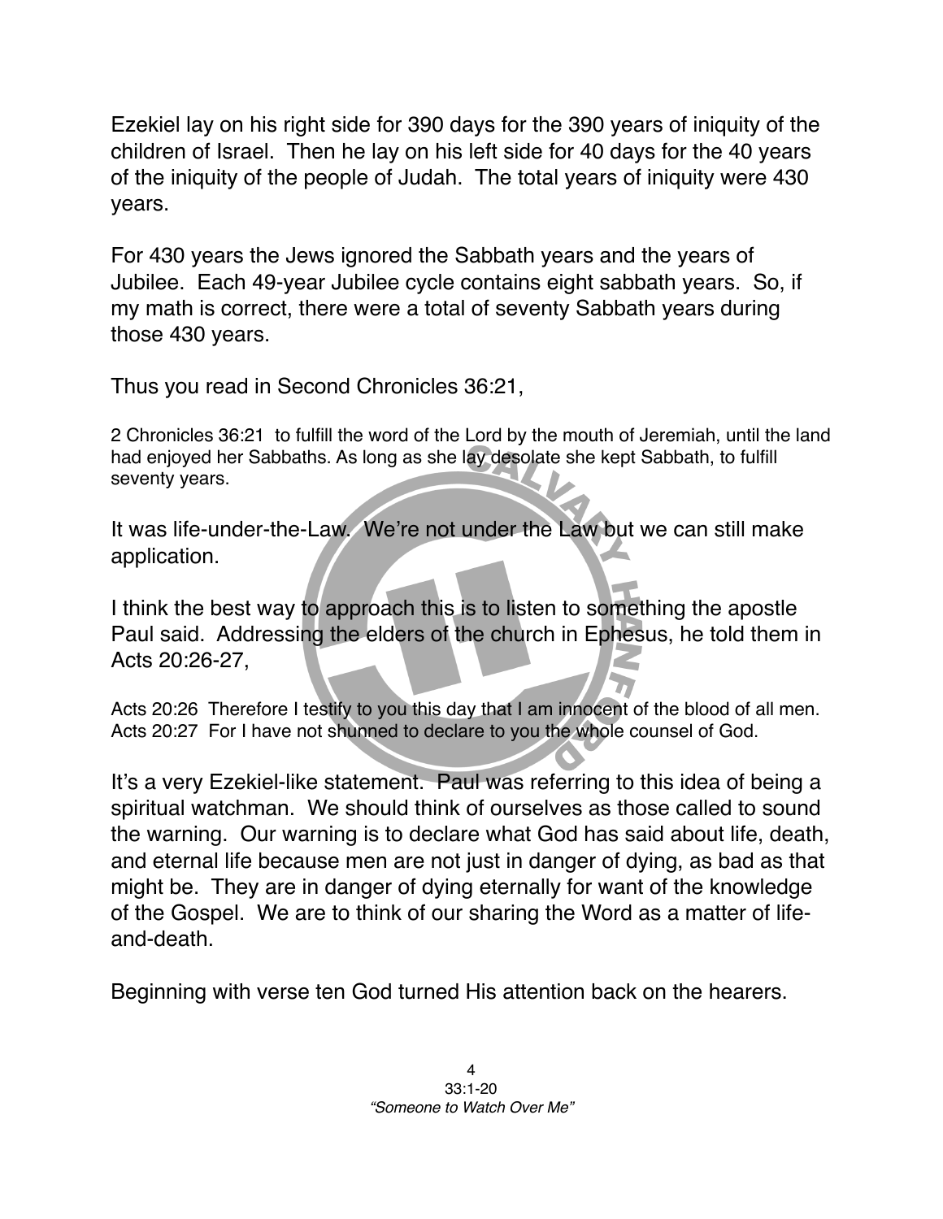Ezekiel lay on his right side for 390 days for the 390 years of iniquity of the children of Israel. Then he lay on his left side for 40 days for the 40 years of the iniquity of the people of Judah. The total years of iniquity were 430 years.

For 430 years the Jews ignored the Sabbath years and the years of Jubilee. Each 49-year Jubilee cycle contains eight sabbath years. So, if my math is correct, there were a total of seventy Sabbath years during those 430 years.

Thus you read in Second Chronicles 36:21,

2 Chronicles 36:21 to fulfill the word of the Lord by the mouth of Jeremiah, until the land had enjoyed her Sabbaths. As long as she lay desolate she kept Sabbath, to fulfill seventy years.

It was life-under-the-Law. We're not under the Law but we can still make application.

I think the best way to approach this is to listen to something the apostle Paul said. Addressing the elders of the church in Ephesus, he told them in Acts 20:26-27,

Acts 20:26 Therefore I testify to you this day that I am innocent of the blood of all men.
Acts 20:27 For I have not shunned to declare to you the whole counsel of God.

It's a very Ezekiel-like statement. Paul was referring to this idea of being a spiritual watchman. We should think of ourselves as those called to sound the warning. Our warning is to declare what God has said about life, death, and eternal life because men are not just in danger of dying, as bad as that might be. They are in danger of dying eternally for want of the knowledge of the Gospel. We are to think of our sharing the Word as a matter of life-and-death.

Beginning with verse ten God turned His attention back on the hearers.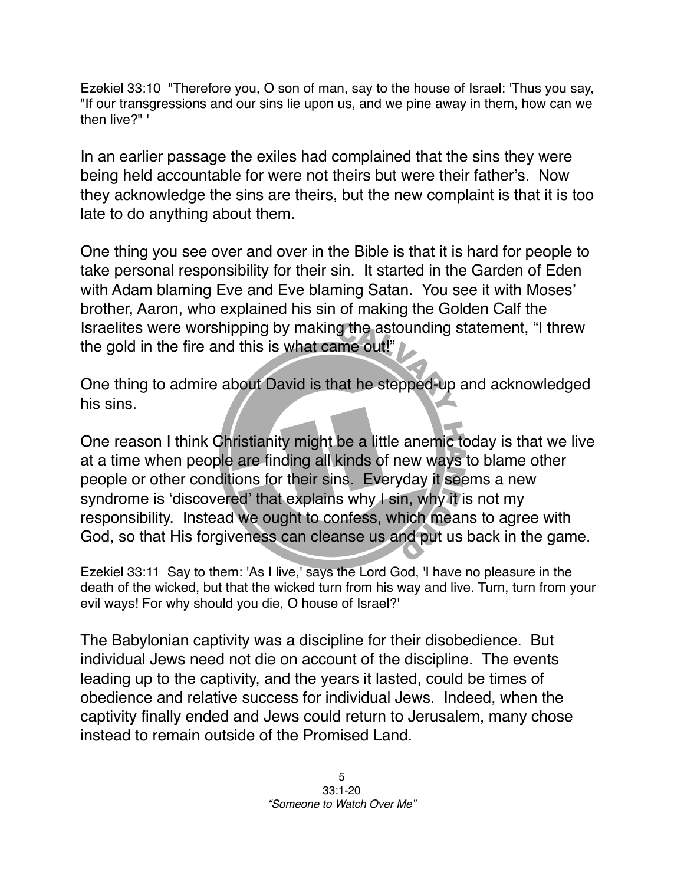Ezekiel 33:10 "Therefore you, O son of man, say to the house of Israel: 'Thus you say, "If our transgressions and our sins lie upon us, and we pine away in them, how can we then live?" '

In an earlier passage the exiles had complained that the sins they were being held accountable for were not theirs but were their father's. Now they acknowledge the sins are theirs, but the new complaint is that it is too late to do anything about them.

One thing you see over and over in the Bible is that it is hard for people to take personal responsibility for their sin. It started in the Garden of Eden with Adam blaming Eve and Eve blaming Satan. You see it with Moses' brother, Aaron, who explained his sin of making the Golden Calf the Israelites were worshipping by making the astounding statement, "I threw the gold in the fire and this is what came out!"

One thing to admire about David is that he stepped-up and acknowledged his sins.

One reason I think Christianity might be a little anemic today is that we live at a time when people are finding all kinds of new ways to blame other people or other conditions for their sins. Everyday it seems a new syndrome is 'discovered' that explains why I sin, why it is not my responsibility. Instead we ought to confess, which means to agree with God, so that His forgiveness can cleanse us and put us back in the game.

Ezekiel 33:11 Say to them: 'As I live,' says the Lord God, 'I have no pleasure in the death of the wicked, but that the wicked turn from his way and live. Turn, turn from your evil ways! For why should you die, O house of Israel?'

The Babylonian captivity was a discipline for their disobedience. But individual Jews need not die on account of the discipline. The events leading up to the captivity, and the years it lasted, could be times of obedience and relative success for individual Jews. Indeed, when the captivity finally ended and Jews could return to Jerusalem, many chose instead to remain outside of the Promised Land.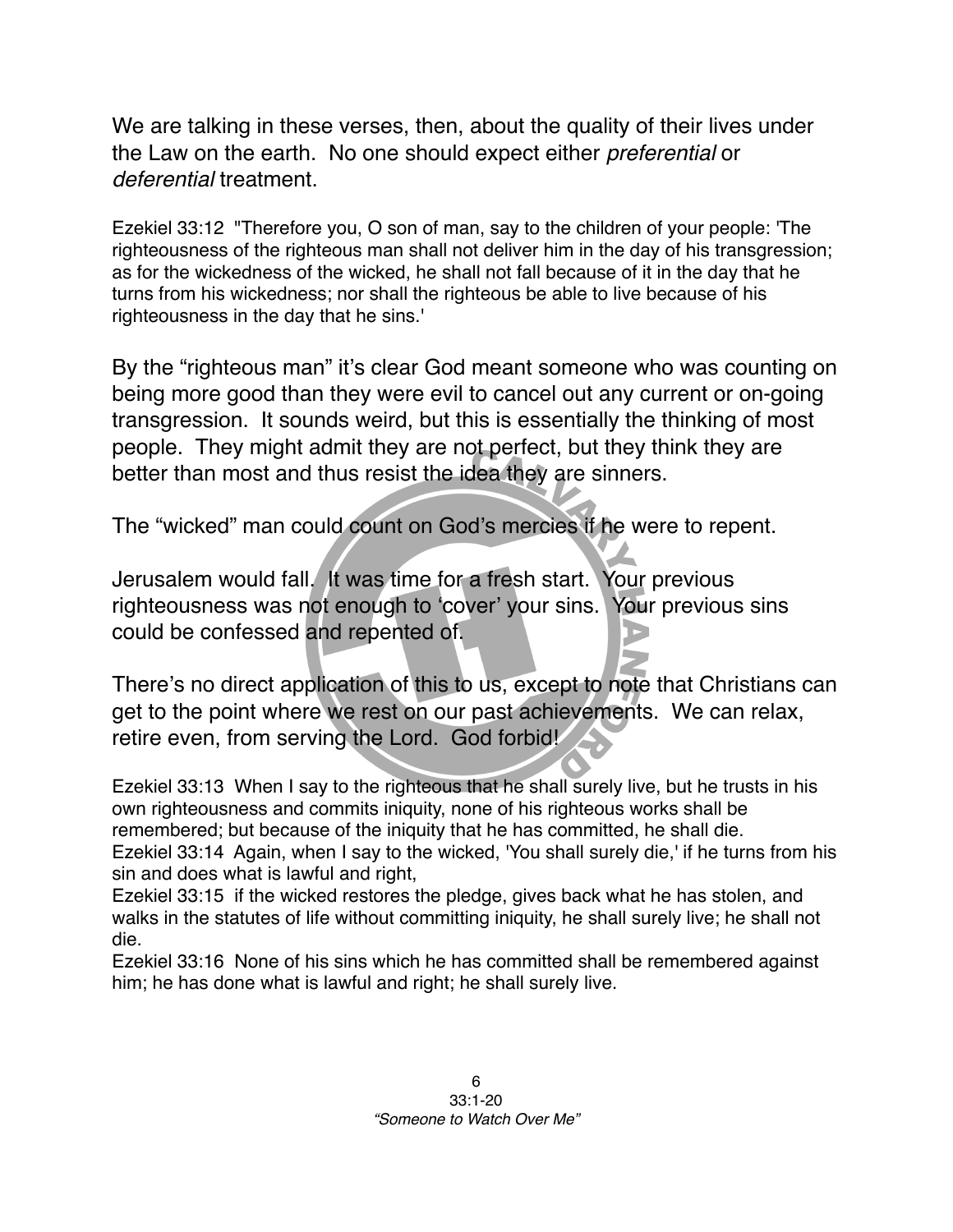We are talking in these verses, then, about the quality of their lives under the Law on the earth. No one should expect either *preferential* or *deferential* treatment.

Ezekiel 33:12 "Therefore you, O son of man, say to the children of your people: 'The righteousness of the righteous man shall not deliver him in the day of his transgression; as for the wickedness of the wicked, he shall not fall because of it in the day that he turns from his wickedness; nor shall the righteous be able to live because of his righteousness in the day that he sins.'

By the "righteous man" it's clear God meant someone who was counting on being more good than they were evil to cancel out any current or on-going transgression. It sounds weird, but this is essentially the thinking of most people. They might admit they are not perfect, but they think they are better than most and thus resist the idea they are sinners.

The "wicked" man could count on God's mercies if he were to repent.

Jerusalem would fall. It was time for a fresh start. Your previous righteousness was not enough to 'cover' your sins. Your previous sins could be confessed and repented of.

There's no direct application of this to us, except to note that Christians can get to the point where we rest on our past achievements. We can relax, retire even, from serving the Lord. God forbid!

Ezekiel 33:13 When I say to the righteous that he shall surely live, but he trusts in his own righteousness and commits iniquity, none of his righteous works shall be remembered; but because of the iniquity that he has committed, he shall die.
Ezekiel 33:14 Again, when I say to the wicked, 'You shall surely die,' if he turns from his sin and does what is lawful and right,
Ezekiel 33:15 if the wicked restores the pledge, gives back what he has stolen, and walks in the statutes of life without committing iniquity, he shall surely live; he shall not die.
Ezekiel 33:16 None of his sins which he has committed shall be remembered against him; he has done what is lawful and right; he shall surely live.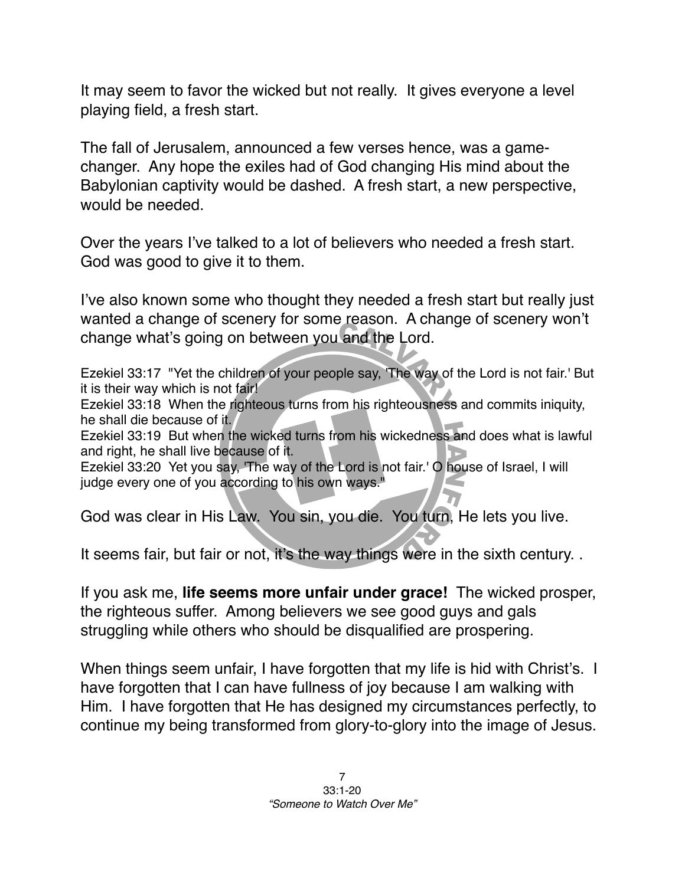It may seem to favor the wicked but not really. It gives everyone a level playing field, a fresh start.

The fall of Jerusalem, announced a few verses hence, was a game-changer. Any hope the exiles had of God changing His mind about the Babylonian captivity would be dashed. A fresh start, a new perspective, would be needed.

Over the years I've talked to a lot of believers who needed a fresh start. God was good to give it to them.

I've also known some who thought they needed a fresh start but really just wanted a change of scenery for some reason. A change of scenery won't change what's going on between you and the Lord.

Ezekiel 33:17 "Yet the children of your people say, 'The way of the Lord is not fair.' But it is their way which is not fair!
Ezekiel 33:18 When the righteous turns from his righteousness and commits iniquity, he shall die because of it.
Ezekiel 33:19 But when the wicked turns from his wickedness and does what is lawful and right, he shall live because of it.
Ezekiel 33:20 Yet you say, 'The way of the Lord is not fair.' O house of Israel, I will judge every one of you according to his own ways."

God was clear in His Law. You sin, you die. You turn, He lets you live.

It seems fair, but fair or not, it's the way things were in the sixth century. .

If you ask me, **life seems more unfair under grace!** The wicked prosper, the righteous suffer. Among believers we see good guys and gals struggling while others who should be disqualified are prospering.

When things seem unfair, I have forgotten that my life is hid with Christ's. I have forgotten that I can have fullness of joy because I am walking with Him. I have forgotten that He has designed my circumstances perfectly, to continue my being transformed from glory-to-glory into the image of Jesus.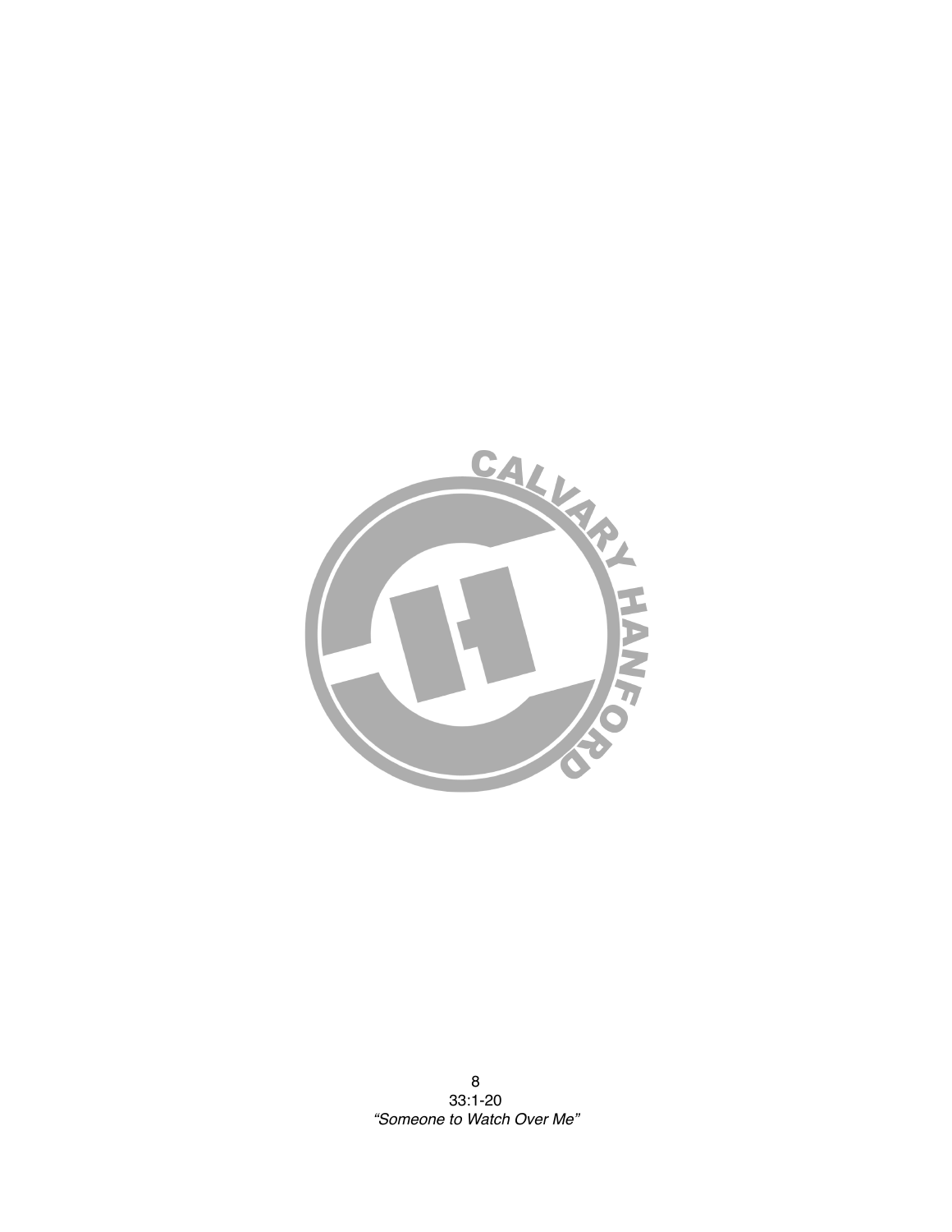CALVARY HANFORD

33:1-20

*“Someone to Watch Over Me”*